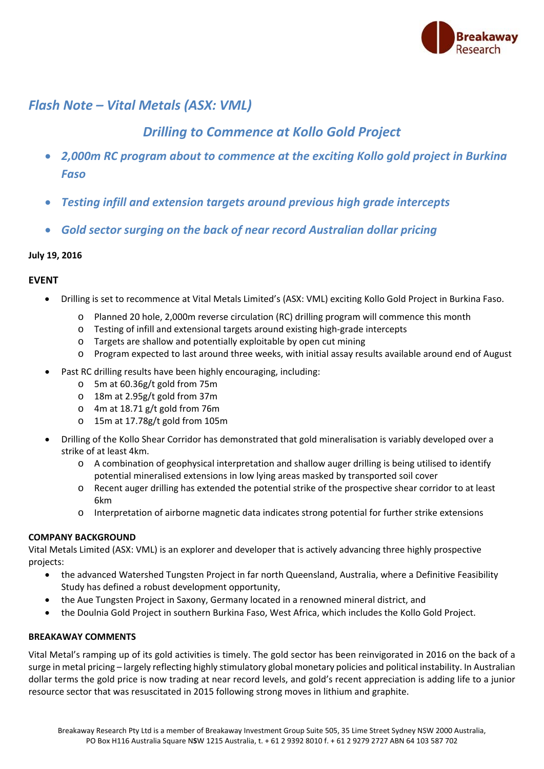# *Flash Note – Vital Metals (ASX: VML)*

## *Drilling to Commence at Kollo Gold Project*

- ***2,000m RC program about to commence at the exciting Kollo gold project in Burkina Faso***
- ***Testing infill and extension targets around previous high grade intercepts***
- ***Gold sector surging on the back of near record Australian dollar pricing***

**July 19, 2016**

### EVENT

- Drilling is set to recommence at Vital Metals Limited's (ASX: VML) exciting Kollo Gold Project in Burkina Faso.
  - Planned 20 hole, 2,000m reverse circulation (RC) drilling program will commence this month
  - Testing of infill and extensional targets around existing high-grade intercepts
  - Targets are shallow and potentially exploitable by open cut mining
  - Program expected to last around three weeks, with initial assay results available around end of August
- Past RC drilling results have been highly encouraging, including:
  - 5m at 60.36g/t gold from 75m
  - 18m at 2.95g/t gold from 37m
  - 4m at 18.71 g/t gold from 76m
  - 15m at 17.78g/t gold from 105m
- Drilling of the Kollo Shear Corridor has demonstrated that gold mineralisation is variably developed over a strike of at least 4km.
  - A combination of geophysical interpretation and shallow auger drilling is being utilised to identify potential mineralised extensions in low lying areas masked by transported soil cover
  - Recent auger drilling has extended the potential strike of the prospective shear corridor to at least 6km
  - Interpretation of airborne magnetic data indicates strong potential for further strike extensions

**COMPANY BACKGROUND**

Vital Metals Limited (ASX: VML) is an explorer and developer that is actively advancing three highly prospective projects:

- the advanced Watershed Tungsten Project in far north Queensland, Australia, where a Definitive Feasibility Study has defined a robust development opportunity,
- the Aue Tungsten Project in Saxony, Germany located in a renowned mineral district, and
- the Doulnia Gold Project in southern Burkina Faso, West Africa, which includes the Kollo Gold Project.

**BREAKAWAY COMMENTS**

Vital Metal's ramping up of its gold activities is timely. The gold sector has been reinvigorated in 2016 on the back of a surge in metal pricing – largely reflecting highly stimulatory global monetary policies and political instability. In Australian dollar terms the gold price is now trading at near record levels, and gold's recent appreciation is adding life to a junior resource sector that was resuscitated in 2015 following strong moves in lithium and graphite.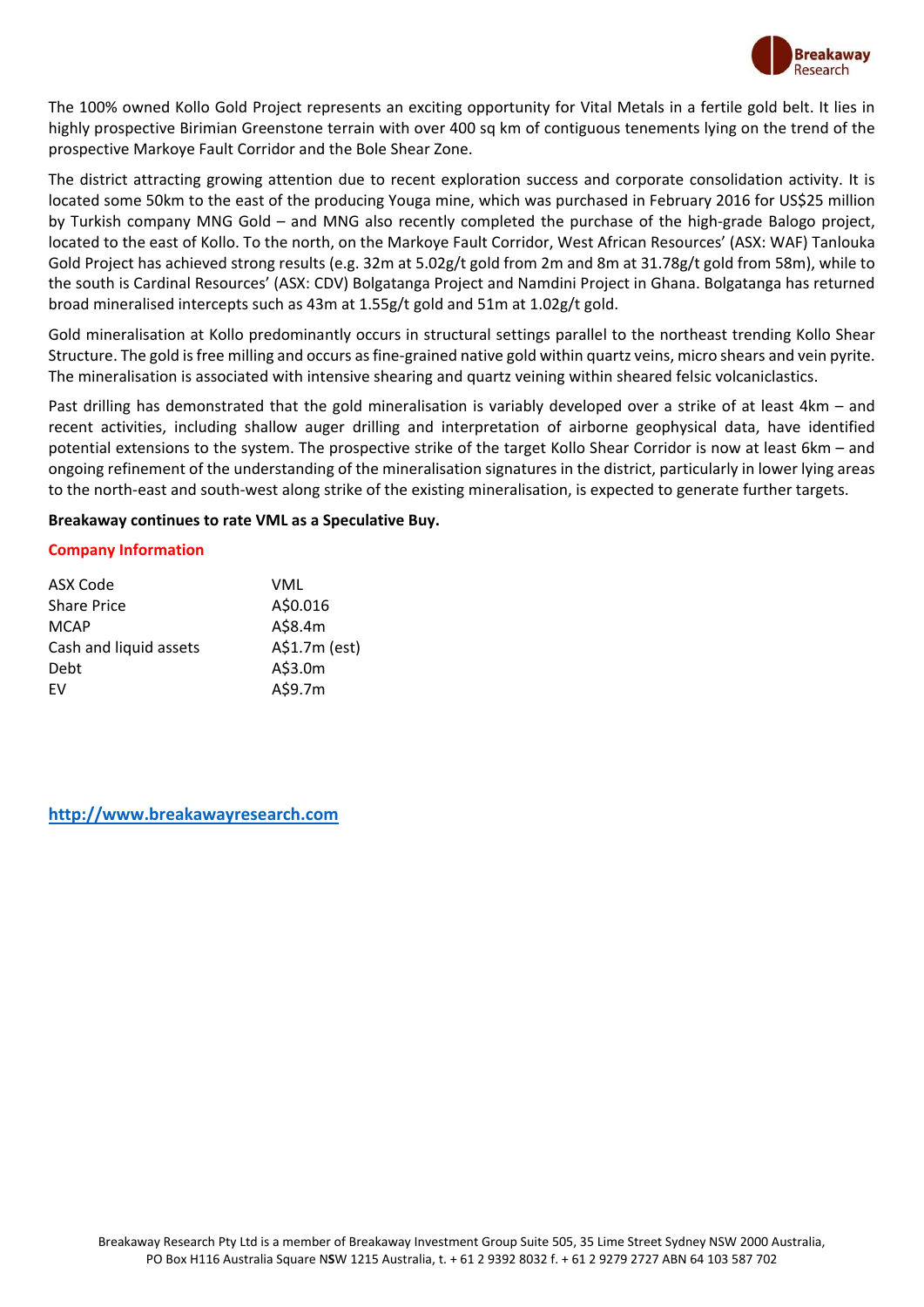The 100% owned Kollo Gold Project represents an exciting opportunity for Vital Metals in a fertile gold belt. It lies in highly prospective Birimian Greenstone terrain with over 400 sq km of contiguous tenements lying on the trend of the prospective Markoye Fault Corridor and the Bole Shear Zone.

The district attracting growing attention due to recent exploration success and corporate consolidation activity. It is located some 50km to the east of the producing Youga mine, which was purchased in February 2016 for US$25 million by Turkish company MNG Gold – and MNG also recently completed the purchase of the high-grade Balogo project, located to the east of Kollo. To the north, on the Markoye Fault Corridor, West African Resources' (ASX: WAF) Tanlouka Gold Project has achieved strong results (e.g. 32m at 5.02g/t gold from 2m and 8m at 31.78g/t gold from 58m), while to the south is Cardinal Resources' (ASX: CDV) Bolgatanga Project and Namdini Project in Ghana. Bolgatanga has returned broad mineralised intercepts such as 43m at 1.55g/t gold and 51m at 1.02g/t gold.

Gold mineralisation at Kollo predominantly occurs in structural settings parallel to the northeast trending Kollo Shear Structure. The gold is free milling and occurs as fine-grained native gold within quartz veins, micro shears and vein pyrite. The mineralisation is associated with intensive shearing and quartz veining within sheared felsic volcaniclastics.

Past drilling has demonstrated that the gold mineralisation is variably developed over a strike of at least 4km – and recent activities, including shallow auger drilling and interpretation of airborne geophysical data, have identified potential extensions to the system. The prospective strike of the target Kollo Shear Corridor is now at least 6km – and ongoing refinement of the understanding of the mineralisation signatures in the district, particularly in lower lying areas to the north-east and south-west along strike of the existing mineralisation, is expected to generate further targets.

**Breakaway continues to rate VML as a Speculative Buy.**

## Company Information

| | |
|---|---|
| ASX Code | VML |
| Share Price | A$0.016 |
| MCAP | A$8.4m |
| Cash and liquid assets | A$1.7m (est) |
| Debt | A$3.0m |
| EV | A$9.7m |

http://www.breakawayresearch.com

Breakaway Research Pty Ltd is a member of Breakaway Investment Group Suite 505, 35 Lime Street Sydney NSW 2000 Australia, PO Box H116 Australia Square NSW 1215 Australia, t. + 61 2 9392 8032 f. + 61 2 9279 2727 ABN 64 103 587 702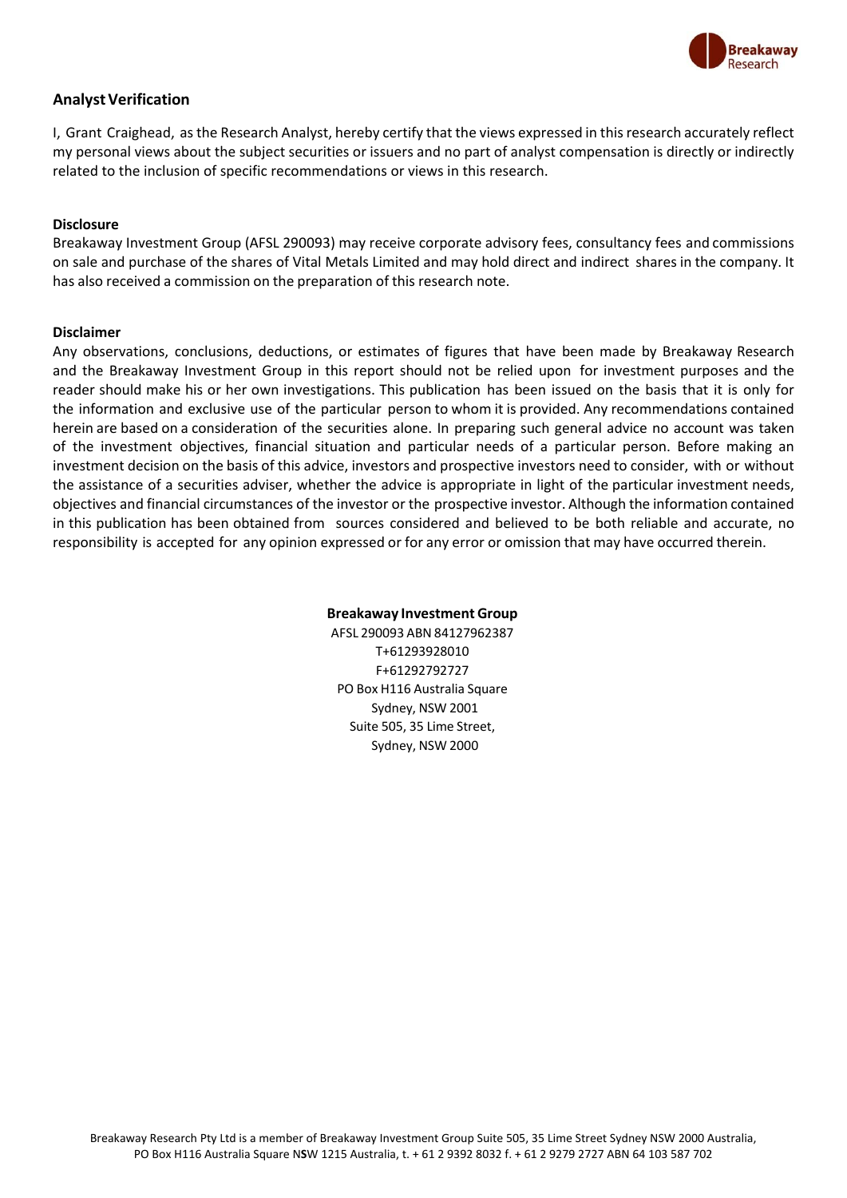## Analyst Verification

I, Grant Craighead, as the Research Analyst, hereby certify that the views expressed in this research accurately reflect my personal views about the subject securities or issuers and no part of analyst compensation is directly or indirectly related to the inclusion of specific recommendations or views in this research.

### Disclosure

Breakaway Investment Group (AFSL 290093) may receive corporate advisory fees, consultancy fees and commissions on sale and purchase of the shares of Vital Metals Limited and may hold direct and indirect shares in the company. It has also received a commission on the preparation of this research note.

### Disclaimer

Any observations, conclusions, deductions, or estimates of figures that have been made by Breakaway Research and the Breakaway Investment Group in this report should not be relied upon for investment purposes and the reader should make his or her own investigations. This publication has been issued on the basis that it is only for the information and exclusive use of the particular person to whom it is provided. Any recommendations contained herein are based on a consideration of the securities alone. In preparing such general advice no account was taken of the investment objectives, financial situation and particular needs of a particular person. Before making an investment decision on the basis of this advice, investors and prospective investors need to consider, with or without the assistance of a securities adviser, whether the advice is appropriate in light of the particular investment needs, objectives and financial circumstances of the investor or the prospective investor. Although the information contained in this publication has been obtained from sources considered and believed to be both reliable and accurate, no responsibility is accepted for any opinion expressed or for any error or omission that may have occurred therein.

**Breakaway Investment Group**
AFSL 290093 ABN 84127962387
T+61293928010
F+61292792727
PO Box H116 Australia Square
Sydney, NSW 2001
Suite 505, 35 Lime Street,
Sydney, NSW 2000

Breakaway Research Pty Ltd is a member of Breakaway Investment Group Suite 505, 35 Lime Street Sydney NSW 2000 Australia, PO Box H116 Australia Square NSW 1215 Australia, t. + 61 2 9392 8032 f. + 61 2 9279 2727 ABN 64 103 587 702